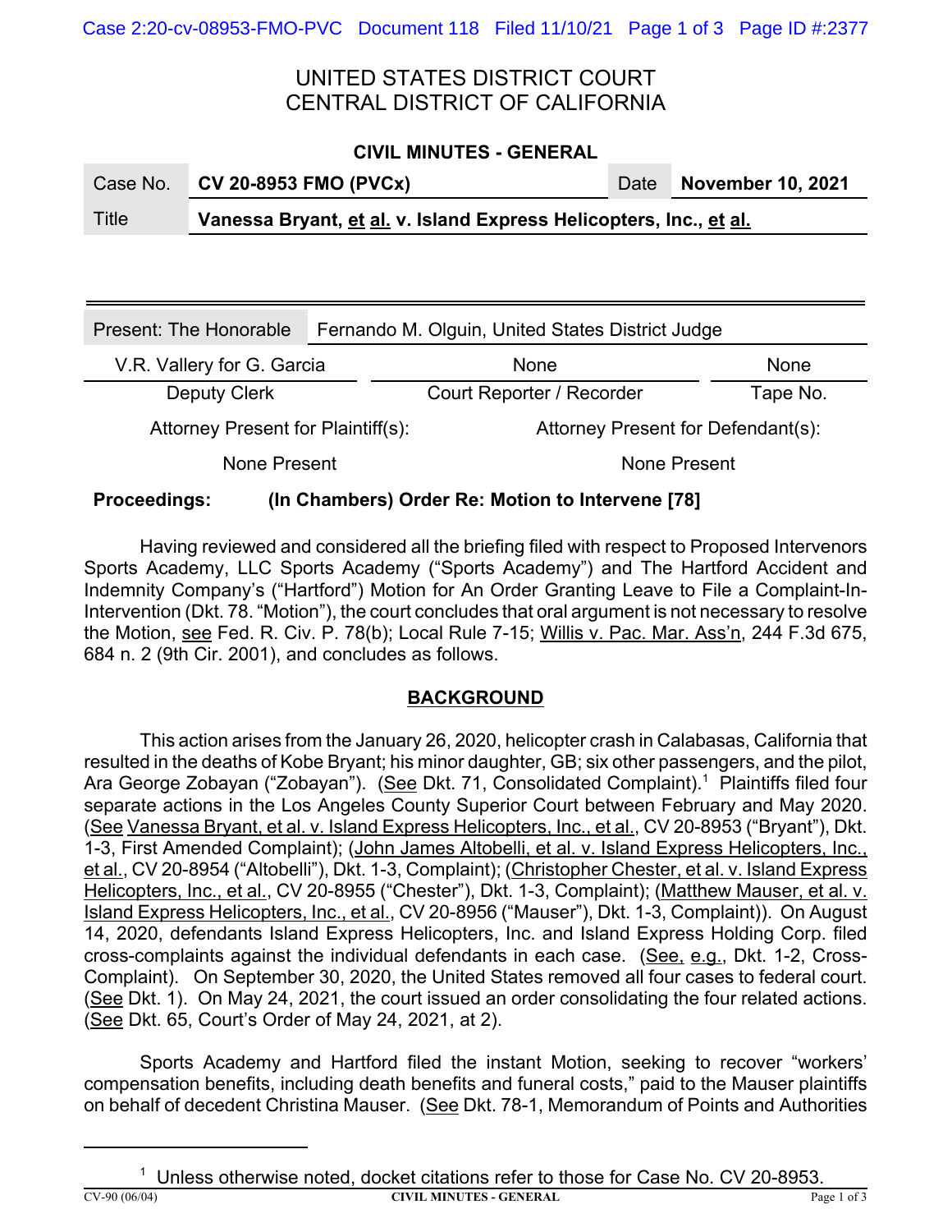# UNITED STATES DISTRICT COURT
# CENTRAL DISTRICT OF CALIFORNIA

**CIVIL MINUTES - GENERAL**

| Case No. | **CV 20-8953 FMO (PVCx)** | Date | **November 10, 2021** |
|---|---|---|---|
| Title | **Vanessa Bryant, et al. v. Island Express Helicopters, Inc., et al.** | | |

| Present: The Honorable | Fernando M. Olguin, United States District Judge | |
|---|---|---|
| V.R. Vallery for G. Garcia | None | None |
| Deputy Clerk | Court Reporter / Recorder | Tape No. |

| Attorney Present for Plaintiff(s): | Attorney Present for Defendant(s): |
|---|---|
| None Present | None Present |

**Proceedings: (In Chambers) Order Re: Motion to Intervene [78]**

Having reviewed and considered all the briefing filed with respect to Proposed Intervenors Sports Academy, LLC Sports Academy ("Sports Academy") and The Hartford Accident and Indemnity Company's ("Hartford") Motion for An Order Granting Leave to File a Complaint-In-Intervention (Dkt. 78. "Motion"), the court concludes that oral argument is not necessary to resolve the Motion, see Fed. R. Civ. P. 78(b); Local Rule 7-15; Willis v. Pac. Mar. Ass'n, 244 F.3d 675, 684 n. 2 (9th Cir. 2001), and concludes as follows.

## BACKGROUND

This action arises from the January 26, 2020, helicopter crash in Calabasas, California that resulted in the deaths of Kobe Bryant; his minor daughter, GB; six other passengers, and the pilot, Ara George Zobayan ("Zobayan"). (See Dkt. 71, Consolidated Complaint).[1] Plaintiffs filed four separate actions in the Los Angeles County Superior Court between February and May 2020. (See Vanessa Bryant, et al. v. Island Express Helicopters, Inc., et al., CV 20-8953 ("Bryant"), Dkt. 1-3, First Amended Complaint); (John James Altobelli, et al. v. Island Express Helicopters, Inc., et al., CV 20-8954 ("Altobelli"), Dkt. 1-3, Complaint); (Christopher Chester, et al. v. Island Express Helicopters, Inc., et al., CV 20-8955 ("Chester"), Dkt. 1-3, Complaint); (Matthew Mauser, et al. v. Island Express Helicopters, Inc., et al., CV 20-8956 ("Mauser"), Dkt. 1-3, Complaint)). On August 14, 2020, defendants Island Express Helicopters, Inc. and Island Express Holding Corp. filed cross-complaints against the individual defendants in each case. (See, e.g., Dkt. 1-2, Cross-Complaint). On September 30, 2020, the United States removed all four cases to federal court. (See Dkt. 1). On May 24, 2021, the court issued an order consolidating the four related actions. (See Dkt. 65, Court's Order of May 24, 2021, at 2).

Sports Academy and Hartford filed the instant Motion, seeking to recover "workers' compensation benefits, including death benefits and funeral costs," paid to the Mauser plaintiffs on behalf of decedent Christina Mauser. (See Dkt. 78-1, Memorandum of Points and Authorities

[1] Unless otherwise noted, docket citations refer to those for Case No. CV 20-8953.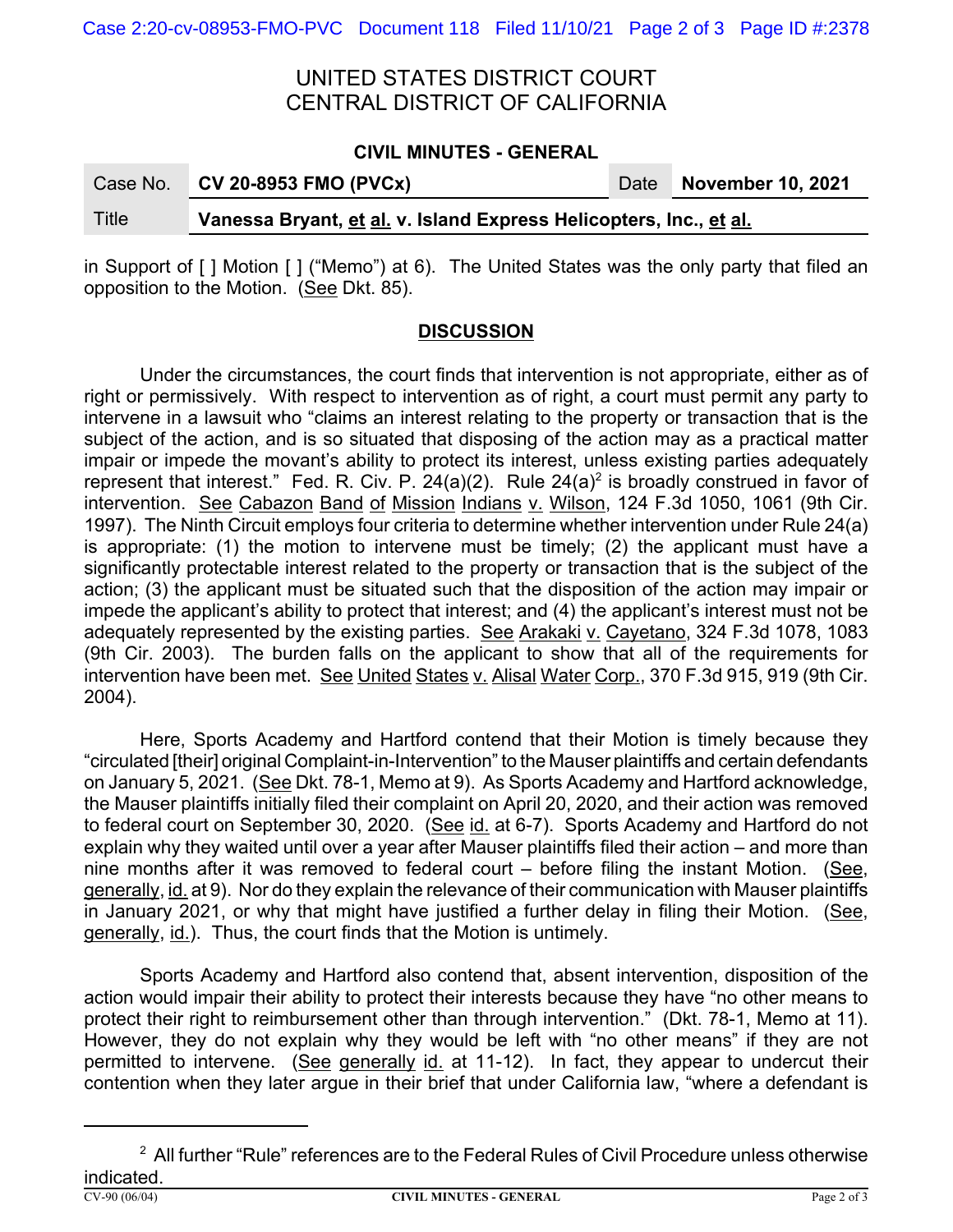UNITED STATES DISTRICT COURT
CENTRAL DISTRICT OF CALIFORNIA

**CIVIL MINUTES - GENERAL**

| Case No. | **CV 20-8953 FMO (PVCx)** | Date | **November 10, 2021** |
|---|---|---|---|
| Title | **Vanessa Bryant, et al. v. Island Express Helicopters, Inc., et al.** | | |

in Support of [ ] Motion [ ] ("Memo") at 6). The United States was the only party that filed an opposition to the Motion. (See Dkt. 85).

## DISCUSSION

Under the circumstances, the court finds that intervention is not appropriate, either as of right or permissively. With respect to intervention as of right, a court must permit any party to intervene in a lawsuit who "claims an interest relating to the property or transaction that is the subject of the action, and is so situated that disposing of the action may as a practical matter impair or impede the movant's ability to protect its interest, unless existing parties adequately represent that interest." Fed. R. Civ. P. 24(a)(2). Rule 24(a)[2] is broadly construed in favor of intervention. See Cabazon Band of Mission Indians v. Wilson, 124 F.3d 1050, 1061 (9th Cir. 1997). The Ninth Circuit employs four criteria to determine whether intervention under Rule 24(a) is appropriate: (1) the motion to intervene must be timely; (2) the applicant must have a significantly protectable interest related to the property or transaction that is the subject of the action; (3) the applicant must be situated such that the disposition of the action may impair or impede the applicant's ability to protect that interest; and (4) the applicant's interest must not be adequately represented by the existing parties. See Arakaki v. Cayetano, 324 F.3d 1078, 1083 (9th Cir. 2003). The burden falls on the applicant to show that all of the requirements for intervention have been met. See United States v. Alisal Water Corp., 370 F.3d 915, 919 (9th Cir. 2004).

Here, Sports Academy and Hartford contend that their Motion is timely because they "circulated [their] original Complaint-in-Intervention" to the Mauser plaintiffs and certain defendants on January 5, 2021. (See Dkt. 78-1, Memo at 9). As Sports Academy and Hartford acknowledge, the Mauser plaintiffs initially filed their complaint on April 20, 2020, and their action was removed to federal court on September 30, 2020. (See id. at 6-7). Sports Academy and Hartford do not explain why they waited until over a year after Mauser plaintiffs filed their action – and more than nine months after it was removed to federal court – before filing the instant Motion. (See, generally, id. at 9). Nor do they explain the relevance of their communication with Mauser plaintiffs in January 2021, or why that might have justified a further delay in filing their Motion. (See, generally, id.). Thus, the court finds that the Motion is untimely.

Sports Academy and Hartford also contend that, absent intervention, disposition of the action would impair their ability to protect their interests because they have "no other means to protect their right to reimbursement other than through intervention." (Dkt. 78-1, Memo at 11). However, they do not explain why they would be left with "no other means" if they are not permitted to intervene. (See generally id. at 11-12). In fact, they appear to undercut their contention when they later argue in their brief that under California law, "where a defendant is

[2] All further "Rule" references are to the Federal Rules of Civil Procedure unless otherwise indicated.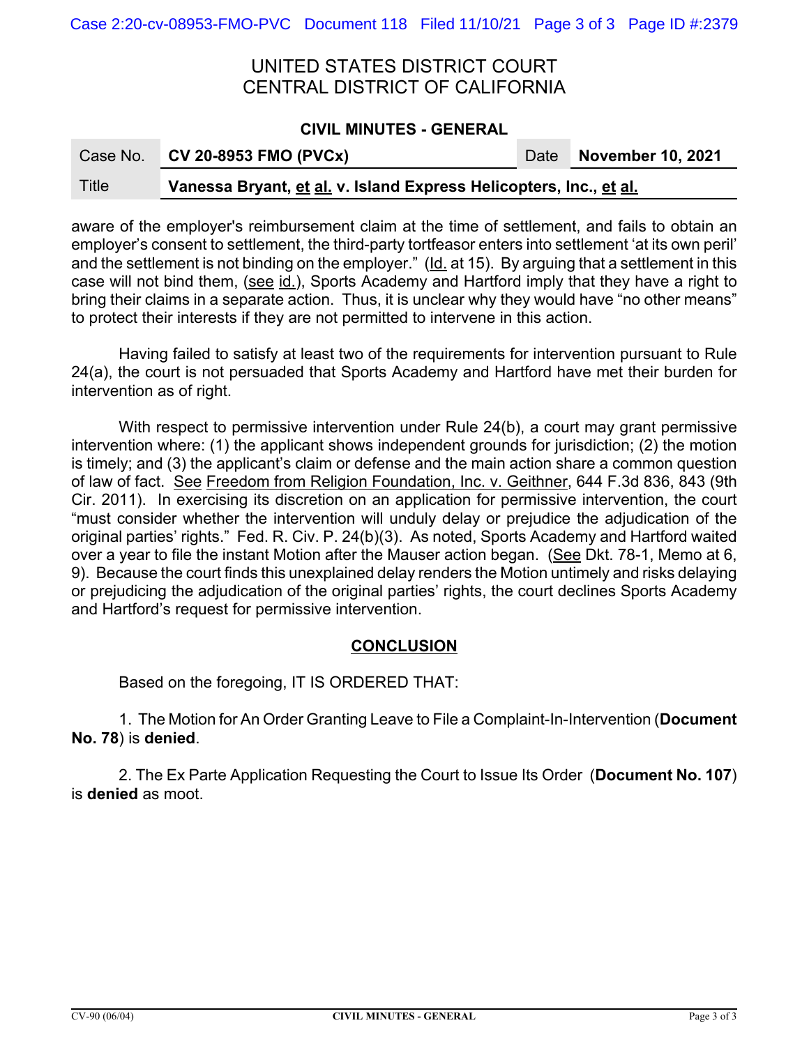aware of the employer's reimbursement claim at the time of settlement, and fails to obtain an employer's consent to settlement, the third-party tortfeasor enters into settlement 'at its own peril' and the settlement is not binding on the employer." (Id. at 15). By arguing that a settlement in this case will not bind them, (see id.), Sports Academy and Hartford imply that they have a right to bring their claims in a separate action. Thus, it is unclear why they would have "no other means" to protect their interests if they are not permitted to intervene in this action.

Having failed to satisfy at least two of the requirements for intervention pursuant to Rule 24(a), the court is not persuaded that Sports Academy and Hartford have met their burden for intervention as of right.

With respect to permissive intervention under Rule 24(b), a court may grant permissive intervention where: (1) the applicant shows independent grounds for jurisdiction; (2) the motion is timely; and (3) the applicant's claim or defense and the main action share a common question of law of fact. See Freedom from Religion Foundation, Inc. v. Geithner, 644 F.3d 836, 843 (9th Cir. 2011). In exercising its discretion on an application for permissive intervention, the court "must consider whether the intervention will unduly delay or prejudice the adjudication of the original parties' rights." Fed. R. Civ. P. 24(b)(3). As noted, Sports Academy and Hartford waited over a year to file the instant Motion after the Mauser action began. (See Dkt. 78-1, Memo at 6, 9). Because the court finds this unexplained delay renders the Motion untimely and risks delaying or prejudicing the adjudication of the original parties' rights, the court declines Sports Academy and Hartford's request for permissive intervention.

## CONCLUSION

Based on the foregoing, IT IS ORDERED THAT:

1. The Motion for An Order Granting Leave to File a Complaint-In-Intervention (**Document No. 78**) is **denied**.

2. The Ex Parte Application Requesting the Court to Issue Its Order (**Document No. 107**) is **denied** as moot.